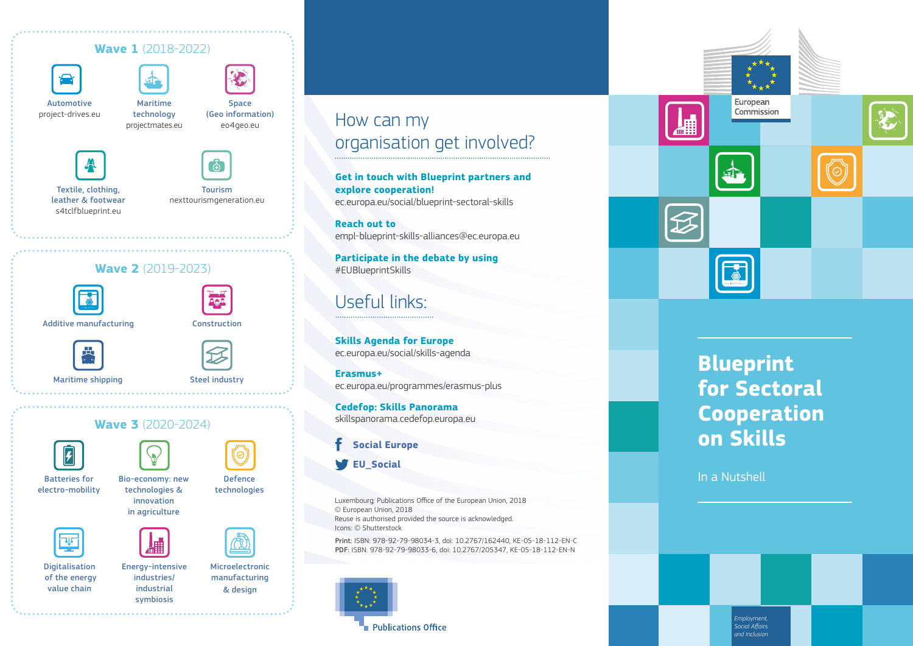## Wave 1 (2018-2022)

- Automotive
  project-drives.eu
- Maritime technology
  projectmates.eu
- Space (Geo information)
  eo4geo.eu
- Textile, clothing, leather & footwear
  s4tclfblueprint.eu
- Tourism
  nexttourismgeneration.eu

## Wave 2 (2019-2023)

- Additive manufacturing
- Construction
- Maritime shipping
- Steel industry

## Wave 3 (2020-2024)

- Batteries for electro-mobility
- Bio-economy: new technologies & innovation in agriculture
- Defence technologies
- Digitalisation of the energy value chain
- Energy-intensive industries/ industrial symbiosis
- Microelectronic manufacturing & design

## How can my organisation get involved?

**Get in touch with Blueprint partners and explore cooperation!**
ec.europa.eu/social/blueprint-sectoral-skills

**Reach out to**
empl-blueprint-skills-alliances@ec.europa.eu

**Participate in the debate by using**
#EUBlueprintSkills

## Useful links:

**Skills Agenda for Europe**
ec.europa.eu/social/skills-agenda

**Erasmus+**
ec.europa.eu/programmes/erasmus-plus

**Cedefop: Skills Panorama**
skillspanorama.cedefop.europa.eu

**Social Europe**

**EU_Social**

Luxembourg: Publications Office of the European Union, 2018
© European Union, 2018
Reuse is authorised provided the source is acknowledged.
Icons: © Shutterstock

Print: ISBN: 978-92-79-98034-3, doi: 10.2767/162440, KE-05-18-112-EN-C
PDF: ISBN: 978-92-79-98033-6, doi: 10.2767/205347, KE-05-18-112-EN-N

Publications Office

European Commission

# Blueprint for Sectoral Cooperation on Skills

In a Nutshell

*Employment, Social Affairs and Inclusion*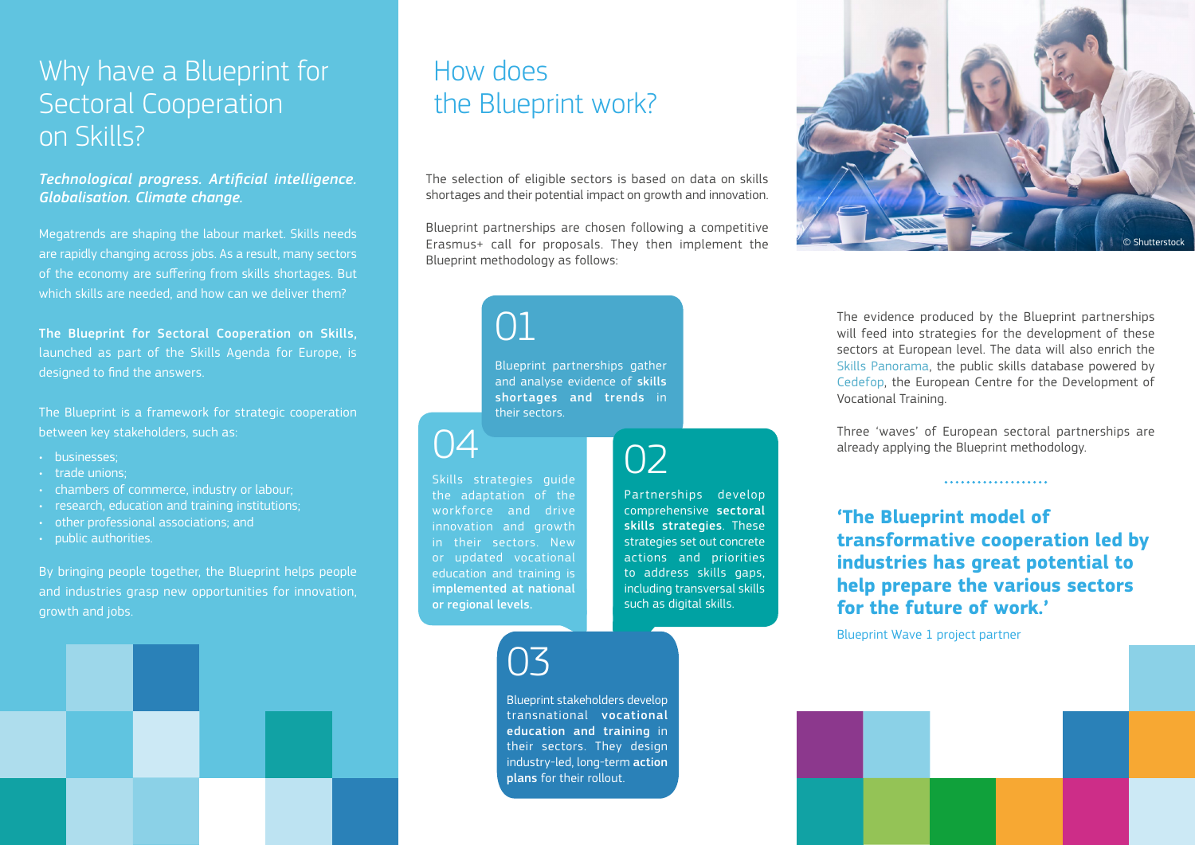# Why have a Blueprint for Sectoral Cooperation on Skills?

***Technological progress. Artificial intelligence. Globalisation. Climate change.***

Megatrends are shaping the labour market. Skills needs are rapidly changing across jobs. As a result, many sectors of the economy are suffering from skills shortages. But which skills are needed, and how can we deliver them?

**The Blueprint for Sectoral Cooperation on Skills,** launched as part of the Skills Agenda for Europe, is designed to find the answers.

The Blueprint is a framework for strategic cooperation between key stakeholders, such as:

- businesses;
- trade unions;
- chambers of commerce, industry or labour;
- research, education and training institutions;
- other professional associations; and
- public authorities.

By bringing people together, the Blueprint helps people and industries grasp new opportunities for innovation, growth and jobs.

# How does the Blueprint work?

The selection of eligible sectors is based on data on skills shortages and their potential impact on growth and innovation.

Blueprint partnerships are chosen following a competitive Erasmus+ call for proposals. They then implement the Blueprint methodology as follows:

**01**

Blueprint partnerships gather and analyse evidence of **skills shortages and trends** in their sectors.

**02**

Partnerships develop comprehensive **sectoral skills strategies**. These strategies set out concrete actions and priorities to address skills gaps, including transversal skills such as digital skills.

**03**

Blueprint stakeholders develop transnational **vocational education and training** in their sectors. They design industry-led, long-term **action plans** for their rollout.

**04**

Skills strategies guide the adaptation of the workforce and drive innovation and growth in their sectors. New or updated vocational education and training is **implemented at national or regional levels.**

© Shutterstock

The evidence produced by the Blueprint partnerships will feed into strategies for the development of these sectors at European level. The data will also enrich the Skills Panorama, the public skills database powered by Cedefop, the European Centre for the Development of Vocational Training.

Three 'waves' of European sectoral partnerships are already applying the Blueprint methodology.

**'The Blueprint model of transformative cooperation led by industries has great potential to help prepare the various sectors for the future of work.'**

Blueprint Wave 1 project partner